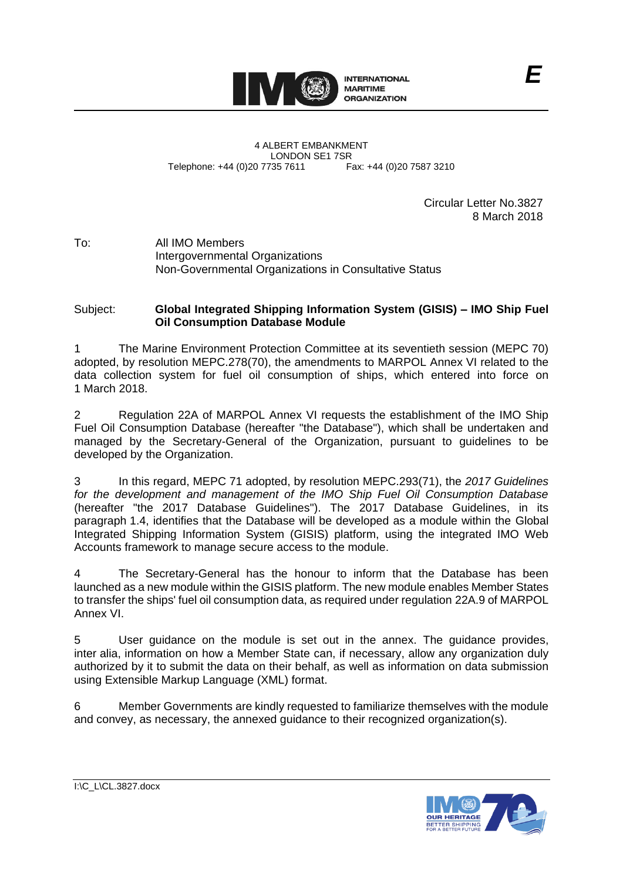E

INTERNATIONAL MARITIME ORGANIZATION

4 ALBERT EMBANKMENT
LONDON SE1 7SR
Telephone: +44 (0)20 7735 7611 Fax: +44 (0)20 7587 3210

Circular Letter No.3827
8 March 2018

To: All IMO Members
Intergovernmental Organizations
Non-Governmental Organizations in Consultative Status

Subject: **Global Integrated Shipping Information System (GISIS) – IMO Ship Fuel Oil Consumption Database Module**

1 The Marine Environment Protection Committee at its seventieth session (MEPC 70) adopted, by resolution MEPC.278(70), the amendments to MARPOL Annex VI related to the data collection system for fuel oil consumption of ships, which entered into force on 1 March 2018.

2 Regulation 22A of MARPOL Annex VI requests the establishment of the IMO Ship Fuel Oil Consumption Database (hereafter "the Database"), which shall be undertaken and managed by the Secretary-General of the Organization, pursuant to guidelines to be developed by the Organization.

3 In this regard, MEPC 71 adopted, by resolution MEPC.293(71), the *2017 Guidelines for the development and management of the IMO Ship Fuel Oil Consumption Database* (hereafter "the 2017 Database Guidelines"). The 2017 Database Guidelines, in its paragraph 1.4, identifies that the Database will be developed as a module within the Global Integrated Shipping Information System (GISIS) platform, using the integrated IMO Web Accounts framework to manage secure access to the module.

4 The Secretary-General has the honour to inform that the Database has been launched as a new module within the GISIS platform. The new module enables Member States to transfer the ships' fuel oil consumption data, as required under regulation 22A.9 of MARPOL Annex VI.

5 User guidance on the module is set out in the annex. The guidance provides, inter alia, information on how a Member State can, if necessary, allow any organization duly authorized by it to submit the data on their behalf, as well as information on data submission using Extensible Markup Language (XML) format.

6 Member Governments are kindly requested to familiarize themselves with the module and convey, as necessary, the annexed guidance to their recognized organization(s).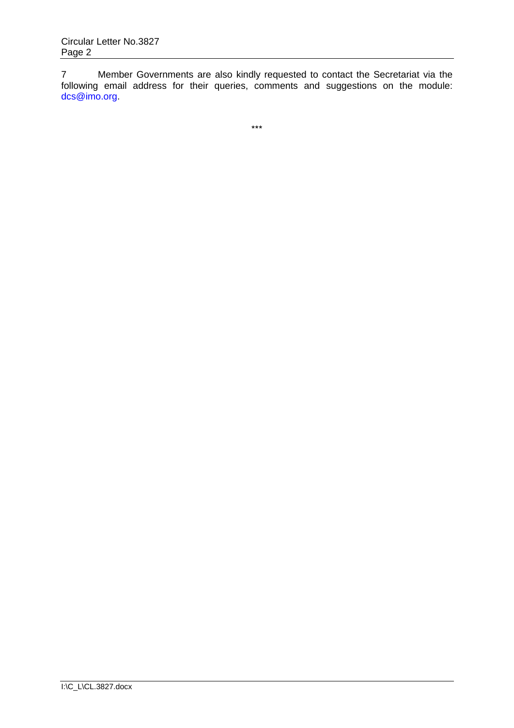7 Member Governments are also kindly requested to contact the Secretariat via the following email address for their queries, comments and suggestions on the module: dcs@imo.org.

***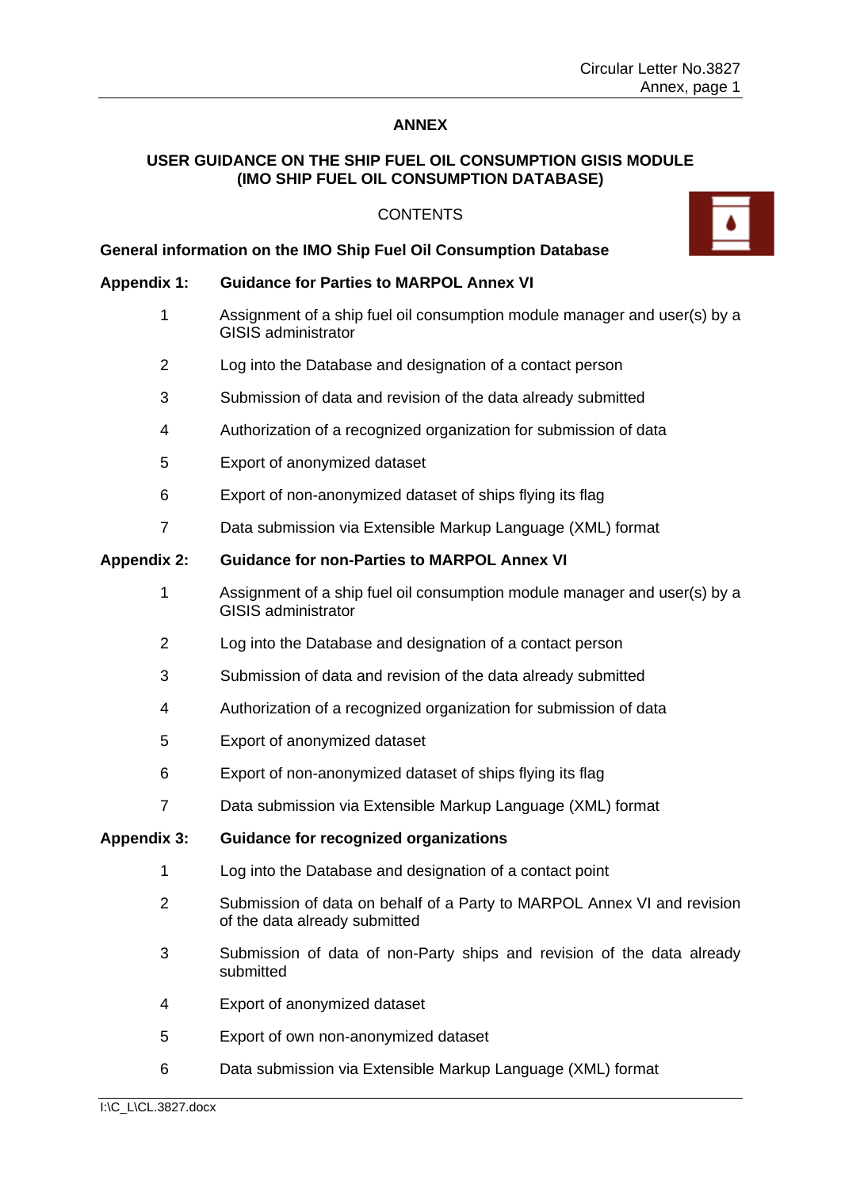**ANNEX**

**USER GUIDANCE ON THE SHIP FUEL OIL CONSUMPTION GISIS MODULE (IMO SHIP FUEL OIL CONSUMPTION DATABASE)**

CONTENTS

**General information on the IMO Ship Fuel Oil Consumption Database**

**Appendix 1: Guidance for Parties to MARPOL Annex VI**

1. Assignment of a ship fuel oil consumption module manager and user(s) by a GISIS administrator
2. Log into the Database and designation of a contact person
3. Submission of data and revision of the data already submitted
4. Authorization of a recognized organization for submission of data
5. Export of anonymized dataset
6. Export of non-anonymized dataset of ships flying its flag
7. Data submission via Extensible Markup Language (XML) format

**Appendix 2: Guidance for non-Parties to MARPOL Annex VI**

1. Assignment of a ship fuel oil consumption module manager and user(s) by a GISIS administrator
2. Log into the Database and designation of a contact person
3. Submission of data and revision of the data already submitted
4. Authorization of a recognized organization for submission of data
5. Export of anonymized dataset
6. Export of non-anonymized dataset of ships flying its flag
7. Data submission via Extensible Markup Language (XML) format

**Appendix 3: Guidance for recognized organizations**

1. Log into the Database and designation of a contact point
2. Submission of data on behalf of a Party to MARPOL Annex VI and revision of the data already submitted
3. Submission of data of non-Party ships and revision of the data already submitted
4. Export of anonymized dataset
5. Export of own non-anonymized dataset
6. Data submission via Extensible Markup Language (XML) format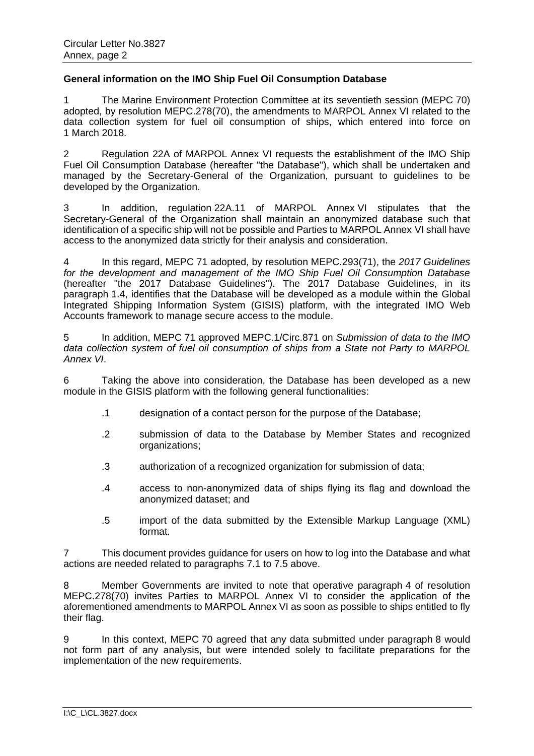**General information on the IMO Ship Fuel Oil Consumption Database**

1 The Marine Environment Protection Committee at its seventieth session (MEPC 70) adopted, by resolution MEPC.278(70), the amendments to MARPOL Annex VI related to the data collection system for fuel oil consumption of ships, which entered into force on 1 March 2018.

2 Regulation 22A of MARPOL Annex VI requests the establishment of the IMO Ship Fuel Oil Consumption Database (hereafter "the Database"), which shall be undertaken and managed by the Secretary-General of the Organization, pursuant to guidelines to be developed by the Organization.

3 In addition, regulation 22A.11 of MARPOL Annex VI stipulates that the Secretary-General of the Organization shall maintain an anonymized database such that identification of a specific ship will not be possible and Parties to MARPOL Annex VI shall have access to the anonymized data strictly for their analysis and consideration.

4 In this regard, MEPC 71 adopted, by resolution MEPC.293(71), the *2017 Guidelines for the development and management of the IMO Ship Fuel Oil Consumption Database* (hereafter "the 2017 Database Guidelines"). The 2017 Database Guidelines, in its paragraph 1.4, identifies that the Database will be developed as a module within the Global Integrated Shipping Information System (GISIS) platform, with the integrated IMO Web Accounts framework to manage secure access to the module.

5 In addition, MEPC 71 approved MEPC.1/Circ.871 on *Submission of data to the IMO data collection system of fuel oil consumption of ships from a State not Party to MARPOL Annex VI*.

6 Taking the above into consideration, the Database has been developed as a new module in the GISIS platform with the following general functionalities:

- .1 designation of a contact person for the purpose of the Database;
- .2 submission of data to the Database by Member States and recognized organizations;
- .3 authorization of a recognized organization for submission of data;
- .4 access to non-anonymized data of ships flying its flag and download the anonymized dataset; and
- .5 import of the data submitted by the Extensible Markup Language (XML) format.

7 This document provides guidance for users on how to log into the Database and what actions are needed related to paragraphs 7.1 to 7.5 above.

8 Member Governments are invited to note that operative paragraph 4 of resolution MEPC.278(70) invites Parties to MARPOL Annex VI to consider the application of the aforementioned amendments to MARPOL Annex VI as soon as possible to ships entitled to fly their flag.

9 In this context, MEPC 70 agreed that any data submitted under paragraph 8 would not form part of any analysis, but were intended solely to facilitate preparations for the implementation of the new requirements.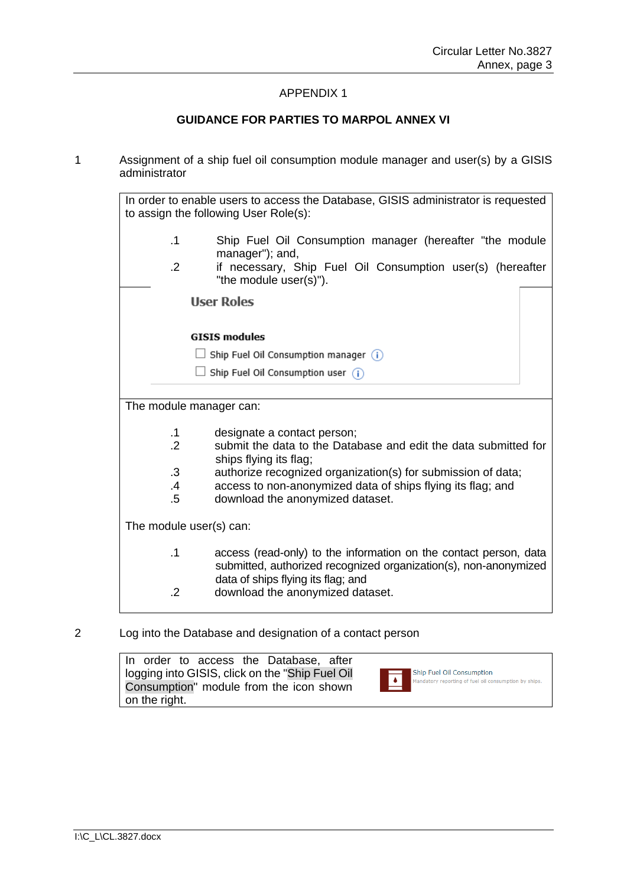## APPENDIX 1

## GUIDANCE FOR PARTIES TO MARPOL ANNEX VI

1 Assignment of a ship fuel oil consumption module manager and user(s) by a GISIS administrator

In order to enable users to access the Database, GISIS administrator is requested to assign the following User Role(s):

.1 Ship Fuel Oil Consumption manager (hereafter "the module manager"); and,

.2 if necessary, Ship Fuel Oil Consumption user(s) (hereafter "the module user(s)").

**User Roles**

**GISIS modules**

☐ Ship Fuel Oil Consumption manager

☐ Ship Fuel Oil Consumption user

The module manager can:

.1 designate a contact person;

.2 submit the data to the Database and edit the data submitted for ships flying its flag;

.3 authorize recognized organization(s) for submission of data;

.4 access to non-anonymized data of ships flying its flag; and

.5 download the anonymized dataset.

The module user(s) can:

.1 access (read-only) to the information on the contact person, data submitted, authorized recognized organization(s), non-anonymized data of ships flying its flag; and

.2 download the anonymized dataset.

2 Log into the Database and designation of a contact person

In order to access the Database, after logging into GISIS, click on the "Ship Fuel Oil Consumption" module from the icon shown on the right.

Ship Fuel Oil Consumption
Mandatory reporting of fuel oil consumption by ships.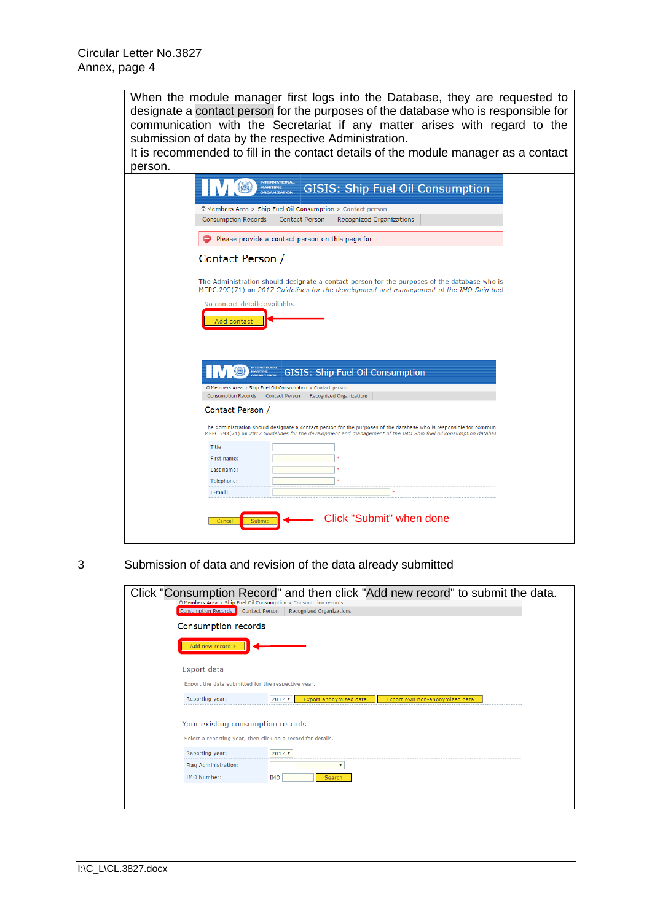When the module manager first logs into the Database, they are requested to designate a contact person for the purposes of the database who is responsible for communication with the Secretariat if any matter arises with regard to the submission of data by the respective Administration.

It is recommended to fill in the contact details of the module manager as a contact person.

Click "Submit" when done

3 Submission of data and revision of the data already submitted

Click "Consumption Record" and then click "Add new record" to submit the data.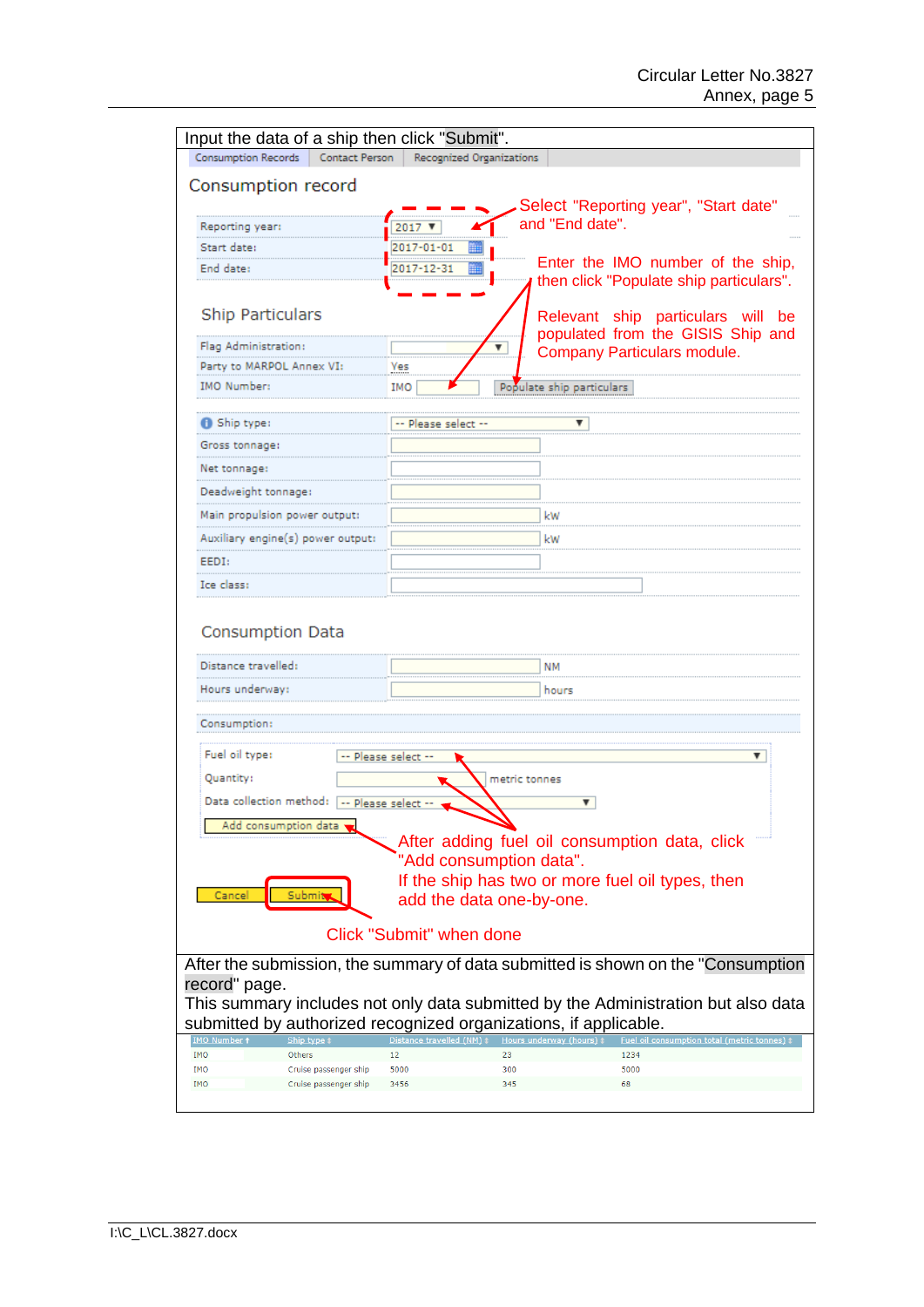Input the data of a ship then click "Submit".

Consumption Records | Contact Person | Recognized Organizations

## Consumption record

Reporting year: 2017

Start date: 2017-01-01

End date: 2017-12-31

Select "Reporting year", "Start date" and "End date".

Enter the IMO number of the ship, then click "Populate ship particulars".

Relevant ship particulars will be populated from the GISIS Ship and Company Particulars module.

### Ship Particulars

Flag Administration:

Party to MARPOL Annex VI: Yes

IMO Number: IMO [Populate ship particulars]

Ship type: -- Please select --

Gross tonnage:

Net tonnage:

Deadweight tonnage:

Main propulsion power output: kW

Auxiliary engine(s) power output: kW

EEDI:

Ice class:

### Consumption Data

Distance travelled: NM

Hours underway: hours

Consumption:

Fuel oil type: -- Please select --

Quantity: metric tonnes

Data collection method: -- Please select --

[Add consumption data]

After adding fuel oil consumption data, click "Add consumption data".
If the ship has two or more fuel oil types, then add the data one-by-one.

[Cancel] [Submit]

Click "Submit" when done

After the submission, the summary of data submitted is shown on the "Consumption record" page.
This summary includes not only data submitted by the Administration but also data submitted by authorized recognized organizations, if applicable.

| IMO Number | Ship type | Distance travelled (NM) | Hours underway (hours) | Fuel oil consumption total (metric tonnes) |
|---|---|---|---|---|
| IMO | Others | 12 | 23 | 1234 |
| IMO | Cruise passenger ship | 5000 | 300 | 5000 |
| IMO | Cruise passenger ship | 3456 | 345 | 68 |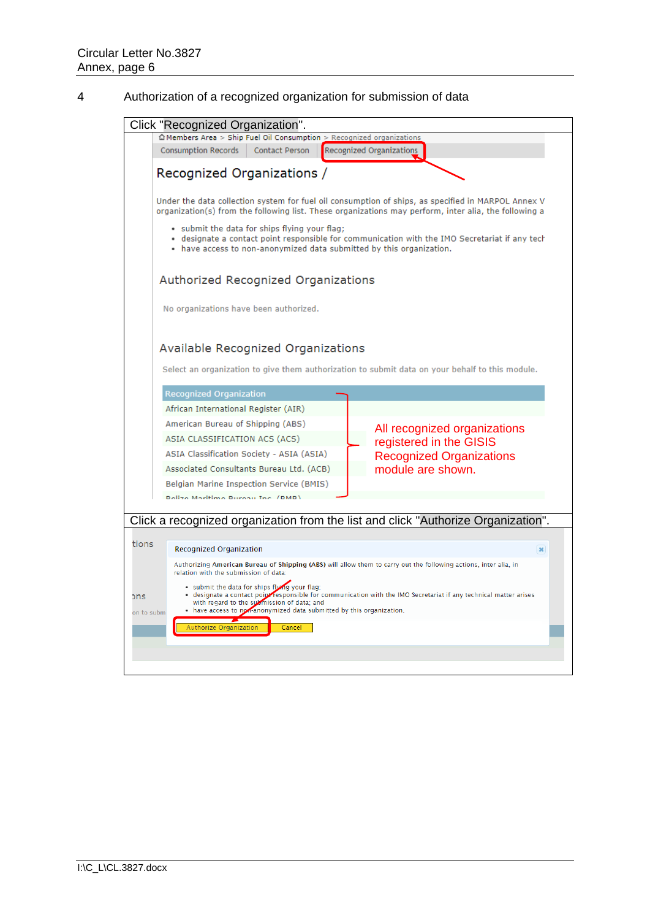4 Authorization of a recognized organization for submission of data

| Click "Recognized Organization". |
|---|
| ⌂ Members Area > Ship Fuel Oil Consumption > Recognized organizations<br>Consumption Records · Contact Person · Recognized Organizations<br><br>**Recognized Organizations /**<br><br>Under the data collection system for fuel oil consumption of ships, as specified in MARPOL Annex V organization(s) from the following list. These organizations may perform, inter alia, the following a<br>• submit the data for ships flying your flag;<br>• designate a contact point responsible for communication with the IMO Secretariat if any tech<br>• have access to non-anonymized data submitted by this organization.<br><br>**Authorized Recognized Organizations**<br>No organizations have been authorized.<br><br>**Available Recognized Organizations**<br>Select an organization to give them authorization to submit data on your behalf to this module.<br><br>Recognized Organization<br>African International Register (AIR)<br>American Bureau of Shipping (ABS)<br>ASIA CLASSIFICATION ACS (ACS)<br>ASIA Classification Society - ASIA (ASIA)<br>Associated Consultants Bureau Ltd. (ACB)<br>Belgian Marine Inspection Service (BMIS)<br>Belize Maritime Bureau Inc. (BMB)<br><br>All recognized organizations registered in the GISIS Recognized Organizations module are shown. |
| Click a recognized organization from the list and click "Authorize Organization". |
| Recognized Organization<br><br>Authorizing American Bureau of Shipping (ABS) will allow them to carry out the following actions, inter alia, in relation with the submission of data<br>• submit the data for ships flying your flag;<br>• designate a contact point responsible for communication with the IMO Secretariat if any technical matter arises with regard to the submission of data; and<br>• have access to non-anonymized data submitted by this organization.<br><br>[Authorize Organization] [Cancel] |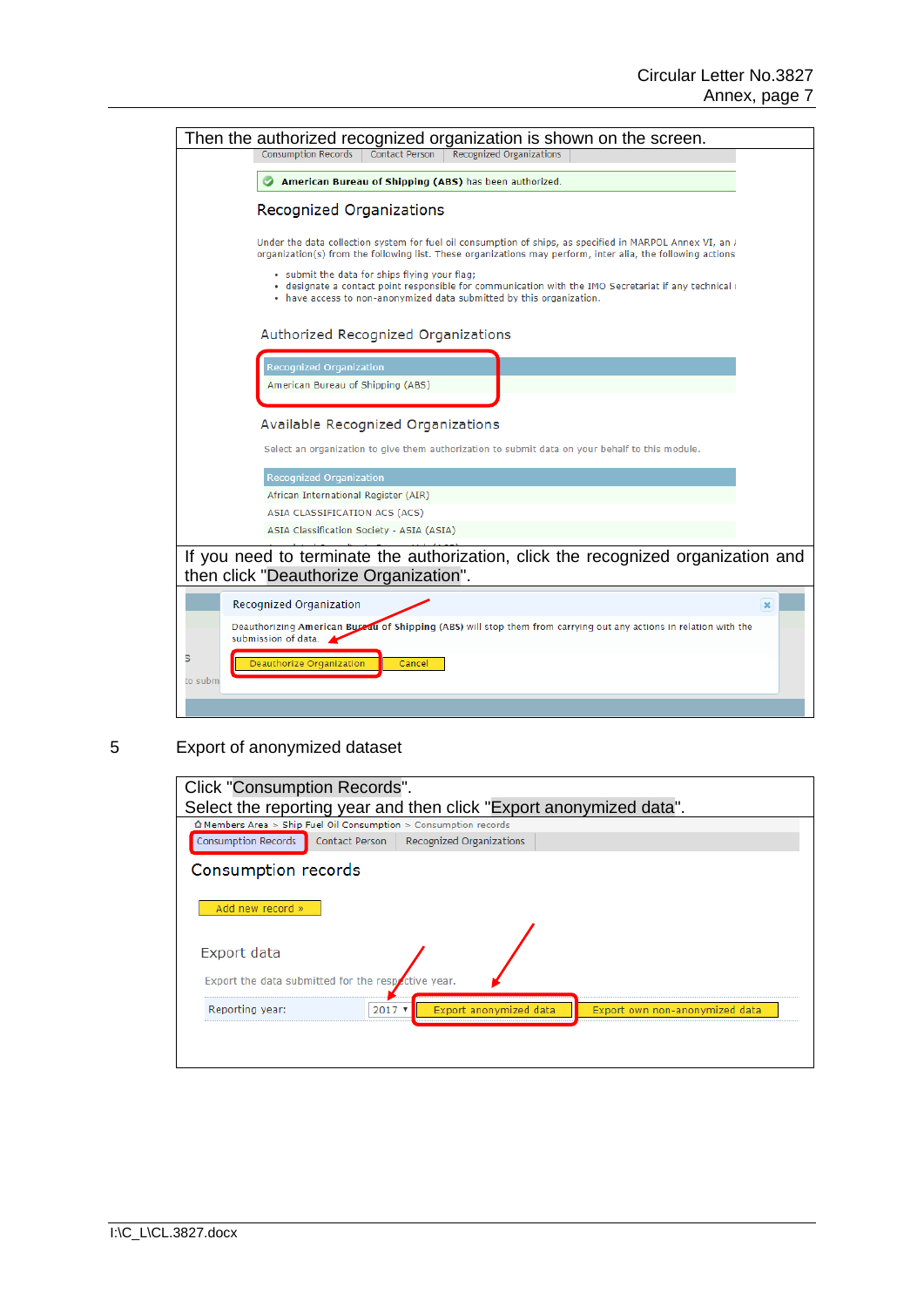Then the authorized recognized organization is shown on the screen.

Consumption Records | Contact Person | Recognized Organizations

American Bureau of Shipping (ABS) has been authorized.

Recognized Organizations

Under the data collection system for fuel oil consumption of ships, as specified in MARPOL Annex VI, an organization(s) from the following list. These organizations may perform, inter alia, the following actions

- submit the data for ships flying your flag;
- designate a contact point responsible for communication with the IMO Secretariat if any technical
- have access to non-anonymized data submitted by this organization.

Authorized Recognized Organizations

| Recognized Organization |
|---|
| American Bureau of Shipping (ABS) |

Available Recognized Organizations

Select an organization to give them authorization to submit data on your behalf to this module.

| Recognized Organization |
|---|
| African International Register (AIR) |
| ASIA CLASSIFICATION ACS (ACS) |
| ASIA Classification Society - ASIA (ASIA) |

If you need to terminate the authorization, click the recognized organization and then click "Deauthorize Organization".

Recognized Organization

Deauthorizing American Bureau of Shipping (ABS) will stop them from carrying out any actions in relation with the submission of data.

Deauthorize Organization | Cancel

5 Export of anonymized dataset

Click "Consumption Records".
Select the reporting year and then click "Export anonymized data".

Members Area > Ship Fuel Oil Consumption > Consumption records

Consumption Records | Contact Person | Recognized Organizations

Consumption records

Add new record »

Export data

Export the data submitted for the respective year.

Reporting year: 2017 | Export anonymized data | Export own non-anonymized data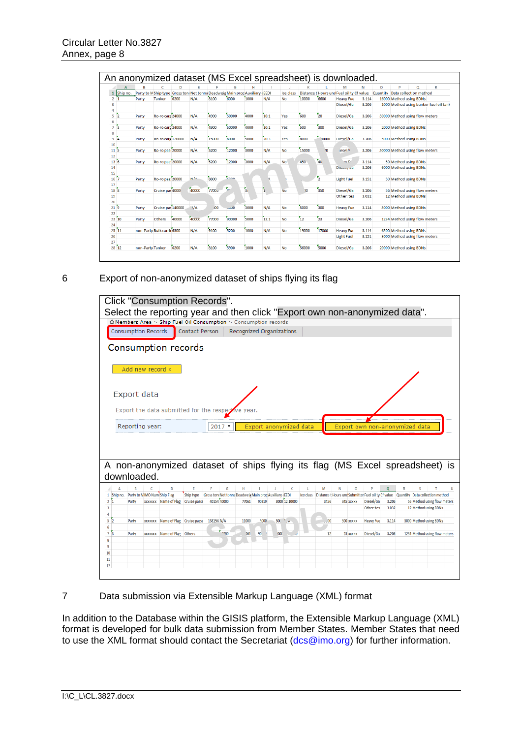An anonymized dataset (MS Excel spreadsheet) is downloaded.

| Ship no. | Party to MARPOL | Ship type | Gross tonnage | Net tonnage | Deadweight | Main propulsion | Auxiliary engine | EEDI | Ice class | Distance travelled | Hours underway | Fuel oil type | Cf value | Quantity | Data collection method |
|---|---|---|---|---|---|---|---|---|---|---|---|---|---|---|---|
| 1 | Party | Tanker | 6200 | N/A | 8100 | 6000 | 1000 | N/A | No | 10000 | 6600 | Heavy Fue | 3.114 | 16000 | Method using BDNs |
| | | | | | | | | | | | | Diesel/Ga | 3.206 | 1000 | Method using bunker fuel oil tank |
| 2 | Party | Ro-ro carg | 24000 | N/A | 4900 | 50000 | 4000 | 10.1 | Yes | 600 | 20 | Diesel/Ga | 3.206 | 50000 | Method using flow meters |
| 3 | Party | Ro-ro carg | 24000 | N/A | 4900 | 50000 | 4000 | 10.1 | Yes | 500 | 300 | Diesel/Ga | 3.206 | 2000 | Method using BDNs |
| 4 | Party | Ro-ro carg | 120000 | N/A | 15000 | 6000 | 5000 | 20.3 | Yes | 8000 | 10000 | Diesel/Ga | 3.206 | 5000 | Method using BDNs |
| 5 | Party | Ro-ro pas | 20000 | N/A | 5200 | 12000 | 3000 | N/A | No | 15000 | 20 | Diesel/Ga | 3.206 | 50000 | Method using flow meters |
| 6 | Party | Ro-ro pas | 20000 | N/A | 5200 | 12000 | 3000 | N/A | No | 450 | 40 | | 3.114 | 50 | Method using BDNs |
| | | | | | | | | | | | | Diesel/Ga | 3.206 | 6000 | Method using BDNs |
| 7 | Party | Ro-ro pas | 20000 | N/A | 8800 | | | 5 | | | 2 | Light Fuel | 3.151 | 50 | Method using BDNs |
| 8 | Party | Cruise pas | 40000 | 40000 | 77000 | | | 1 | No | | 350 | Diesel/Ga | 3.206 | 56 | Method using flow meters |
| | | | | | | | | | | | | Other: tes | 3.032 | 12 | Method using BDNs |
| 9 | Party | Cruise pas | 140000 | N/A | | | 3000 | N/A | No | 5000 | 300 | Heavy Fue | 3.114 | 5000 | Method using BDNs |
| 10 | Party | Others | 40000 | 40000 | 77000 | 90000 | 5000 | 12.1 | No | 12 | 23 | Diesel/Ga | 3.206 | 1234 | Method using flow meters |
| 11 | non-Party | Bulk carrie | 6300 | N/A | 9100 | 5200 | 1000 | N/A | No | 19000 | 17000 | Heavy Fue | 3.114 | 6500 | Method using BDNs |
| | | | | | | | | | | | | Light Fuel | 3.151 | 3000 | Method using flow meters |
| 12 | non-Party | Tanker | 6200 | N/A | 8100 | 5900 | 1000 | N/A | No | 56000 | 5000 | Diesel/Ga | 3.206 | 20000 | Method using BDNs |

6 Export of non-anonymized dataset of ships flying its flag

Click "Consumption Records".
Select the reporting year and then click "Export own non-anonymized data".

Members Area > Ship Fuel Oil Consumption > Consumption records

Consumption Records | Contact Person | Recognized Organizations

Consumption records

Add new record »

Export data

Export the data submitted for the respective year.

Reporting year: 2017 | Export anonymized data | Export own non-anonymized data

A non-anonymized dataset of ships flying its flag (MS Excel spreadsheet) is downloaded.

| Ship no. | Party to MARPOL | IMO Number | Ship Flag | Ship type | Gross tonnage | Net tonnage | Deadweight | Main propulsion | Auxiliary engine | EEDI | Ice class | Distance travelled | Hours underway | Submitter | Fuel oil type | Cf value | Quantity | Data collection method |
|---|---|---|---|---|---|---|---|---|---|---|---|---|---|---|---|---|---|---|
| 1 | Party | xxxxxxx | Name of Flag | Cruise passe | 40154 | 40000 | 77061 | 90319 | 3000 | 12.10000 | | 3456 | 345 | xxxxx | Diesel/Ga | 3.206 | 56 | Method using flow meters |
| | | | | | | | | | | | | | | | Other: tes | 3.032 | 12 | Method using BDNs |
| 2 | Party | xxxxxxx | Name of Flag | Cruise passe | 138194 | N/A | 11000 | 5000 | 300 | N/A | | 100 | 300 | xxxxx | Heavy Fue | 3.114 | 5000 | Method using BDNs |
| 3 | Party | xxxxxxx | Name of Flag | Others | | | | | | | | 12 | 23 | xxxxx | Diesel/Ga | 3.206 | 1234 | Method using flow meters |

7 Data submission via Extensible Markup Language (XML) format

In addition to the Database within the GISIS platform, the Extensible Markup Language (XML) format is developed for bulk data submission from Member States. Member States that need to use the XML format should contact the Secretariat (dcs@imo.org) for further information.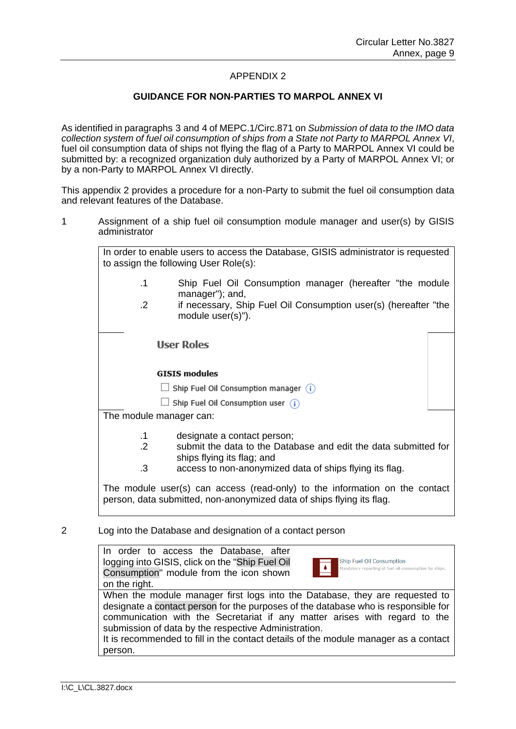## APPENDIX 2

## GUIDANCE FOR NON-PARTIES TO MARPOL ANNEX VI

As identified in paragraphs 3 and 4 of MEPC.1/Circ.871 on *Submission of data to the IMO data collection system of fuel oil consumption of ships from a State not Party to MARPOL Annex VI*, fuel oil consumption data of ships not flying the flag of a Party to MARPOL Annex VI could be submitted by: a recognized organization duly authorized by a Party of MARPOL Annex VI; or by a non-Party to MARPOL Annex VI directly.

This appendix 2 provides a procedure for a non-Party to submit the fuel oil consumption data and relevant features of the Database.

1 Assignment of a ship fuel oil consumption module manager and user(s) by GISIS administrator

In order to enable users to access the Database, GISIS administrator is requested to assign the following User Role(s):

.1 Ship Fuel Oil Consumption manager (hereafter "the module manager"); and,

.2 if necessary, Ship Fuel Oil Consumption user(s) (hereafter "the module user(s)").

**User Roles**

**GISIS modules**

☐ Ship Fuel Oil Consumption manager

☐ Ship Fuel Oil Consumption user

The module manager can:

.1 designate a contact person;

.2 submit the data to the Database and edit the data submitted for ships flying its flag; and

.3 access to non-anonymized data of ships flying its flag.

The module user(s) can access (read-only) to the information on the contact person, data submitted, non-anonymized data of ships flying its flag.

2 Log into the Database and designation of a contact person

In order to access the Database, after logging into GISIS, click on the "Ship Fuel Oil Consumption" module from the icon shown on the right.

Ship Fuel Oil Consumption
Mandatory reporting of fuel oil consumption by ships.

When the module manager first logs into the Database, they are requested to designate a contact person for the purposes of the database who is responsible for communication with the Secretariat if any matter arises with regard to the submission of data by the respective Administration.
It is recommended to fill in the contact details of the module manager as a contact person.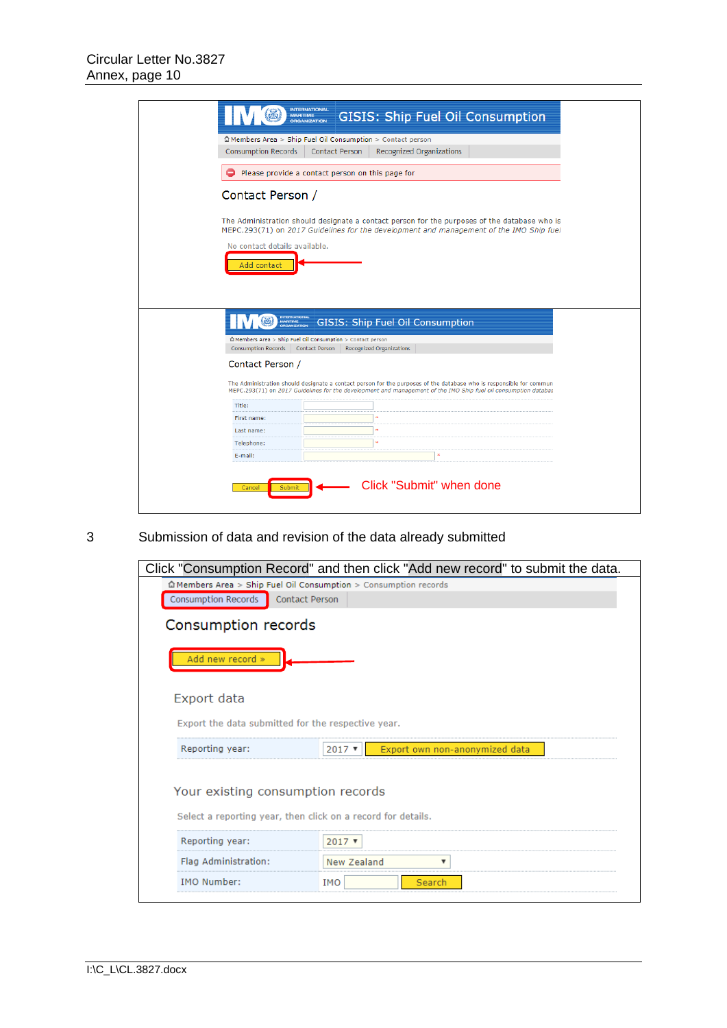IMO INTERNATIONAL MARITIME ORGANIZATION GISIS: Ship Fuel Oil Consumption

Members Area > Ship Fuel Oil Consumption > Contact person

Consumption Records | Contact Person | Recognized Organizations

Please provide a contact person on this page for

Contact Person /

The Administration should designate a contact person for the purposes of the database who is MEPC.293(71) on *2017 Guidelines for the development and management of the IMO Ship fuel*

No contact details available.

Add contact

---

IMO INTERNATIONAL MARITIME ORGANIZATION GISIS: Ship Fuel Oil Consumption

Members Area > Ship Fuel Oil Consumption > Contact person

Consumption Records | Contact Person | Recognized Organizations

Contact Person /

The Administration should designate a contact person for the purposes of the database who is responsible for commun MEPC.293(71) on *2017 Guidelines for the development and management of the IMO Ship fuel oil consumption databas*

| | |
|---|---|
| Title: | |
| First name: | * |
| Last name: | * |
| Telephone: | * |
| E-mail: | * |

Cancel | Submit

Click "Submit" when done

3 Submission of data and revision of the data already submitted

Click "Consumption Record" and then click "Add new record" to submit the data.

Members Area > Ship Fuel Oil Consumption > Consumption records

Consumption Records | Contact Person

Consumption records

Add new record »

Export data

Export the data submitted for the respective year.

| | |
|---|---|
| Reporting year: | 2017 ▾ Export own non-anonymized data |

Your existing consumption records

Select a reporting year, then click on a record for details.

| | |
|---|---|
| Reporting year: | 2017 ▾ |
| Flag Administration: | New Zealand ▾ |
| IMO Number: | IMO Search |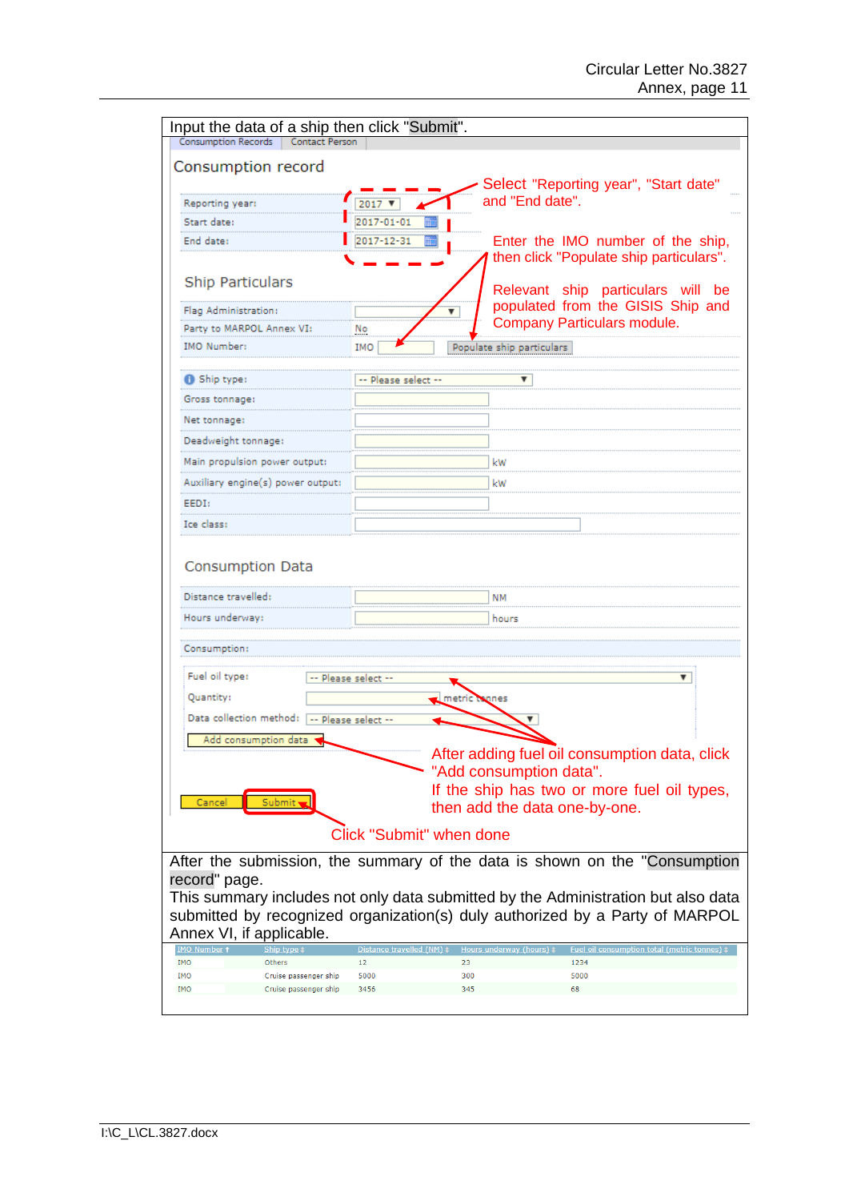Input the data of a ship then click "Submit".

Consumption Records | Contact Person

Consumption record

| | |
|---|---|
| Reporting year: | 2017 |
| Start date: | 2017-01-01 |
| End date: | 2017-12-31 |

Select "Reporting year", "Start date" and "End date".

Ship Particulars

| | |
|---|---|
| Flag Administration: | |
| Party to MARPOL Annex VI: | No |
| IMO Number: | IMO [ ] Populate ship particulars |

Enter the IMO number of the ship, then click "Populate ship particulars".

Relevant ship particulars will be populated from the GISIS Ship and Company Particulars module.

| | |
|---|---|
| Ship type: | -- Please select -- |
| Gross tonnage: | |
| Net tonnage: | |
| Deadweight tonnage: | |
| Main propulsion power output: | kW |
| Auxiliary engine(s) power output: | kW |
| EEDI: | |
| Ice class: | |

Consumption Data

| | |
|---|---|
| Distance travelled: | NM |
| Hours underway: | hours |

Consumption:

| | |
|---|---|
| Fuel oil type: | -- Please select -- |
| Quantity: | metric tonnes |
| Data collection method: | -- Please select -- |

Add consumption data

After adding fuel oil consumption data, click "Add consumption data".
If the ship has two or more fuel oil types, then add the data one-by-one.

Cancel | Submit

Click "Submit" when done

After the submission, the summary of the data is shown on the "Consumption record" page.
This summary includes not only data submitted by the Administration but also data submitted by recognized organization(s) duly authorized by a Party of MARPOL Annex VI, if applicable.

| IMO Number | Ship type | Distance travelled (NM) | Hours underway (hours) | Fuel oil consumption total (metric tonnes) |
|---|---|---|---|---|
| IMO | Others | 12 | 23 | 1234 |
| IMO | Cruise passenger ship | 5000 | 300 | 5000 |
| IMO | Cruise passenger ship | 3456 | 345 | 68 |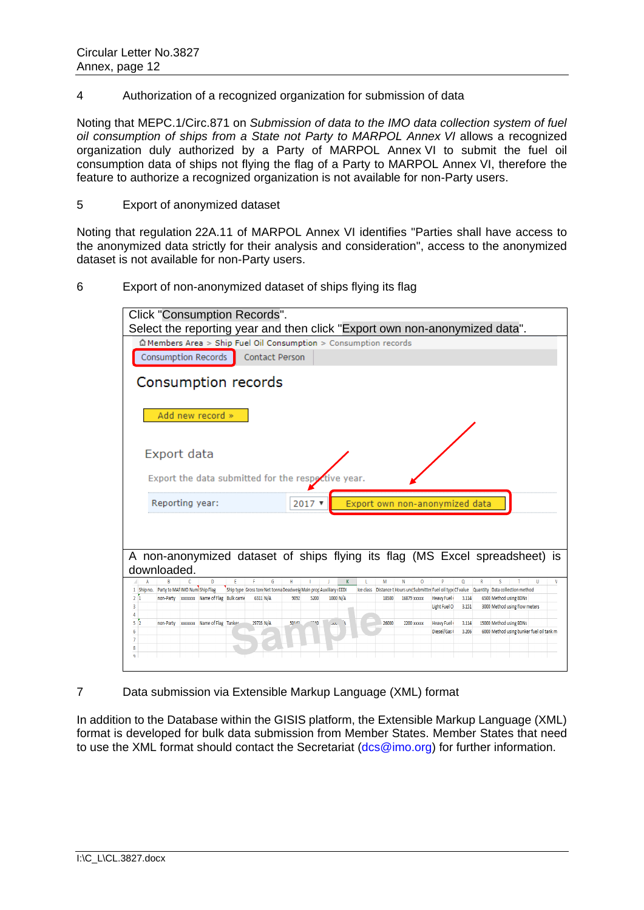4 Authorization of a recognized organization for submission of data

Noting that MEPC.1/Circ.871 on *Submission of data to the IMO data collection system of fuel oil consumption of ships from a State not Party to MARPOL Annex VI* allows a recognized organization duly authorized by a Party of MARPOL Annex VI to submit the fuel oil consumption data of ships not flying the flag of a Party to MARPOL Annex VI, therefore the feature to authorize a recognized organization is not available for non-Party users.

5 Export of anonymized dataset

Noting that regulation 22A.11 of MARPOL Annex VI identifies "Parties shall have access to the anonymized data strictly for their analysis and consideration", access to the anonymized dataset is not available for non-Party users.

6 Export of non-anonymized dataset of ships flying its flag

| Click "Consumption Records". Select the reporting year and then click "Export own non-anonymized data". |
|---|
| Members Area > Ship Fuel Oil Consumption > Consumption records<br>Consumption Records · Contact Person<br>Consumption records<br>Add new record »<br>Export data<br>Export the data submitted for the respective year.<br>Reporting year: 2017 ▾ · Export own non-anonymized data |
| A non-anonymized dataset of ships flying its flag (MS Excel spreadsheet) is downloaded. |
| Sample |

7 Data submission via Extensible Markup Language (XML) format

In addition to the Database within the GISIS platform, the Extensible Markup Language (XML) format is developed for bulk data submission from Member States. Member States that need to use the XML format should contact the Secretariat (dcs@imo.org) for further information.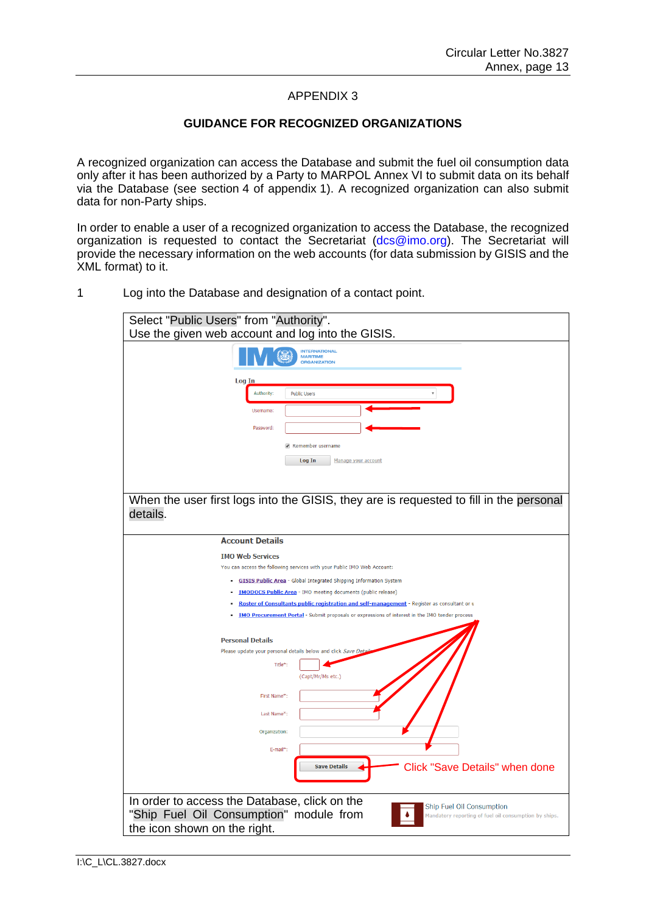APPENDIX 3

## GUIDANCE FOR RECOGNIZED ORGANIZATIONS

A recognized organization can access the Database and submit the fuel oil consumption data only after it has been authorized by a Party to MARPOL Annex VI to submit data on its behalf via the Database (see section 4 of appendix 1). A recognized organization can also submit data for non-Party ships.

In order to enable a user of a recognized organization to access the Database, the recognized organization is requested to contact the Secretariat (dcs@imo.org). The Secretariat will provide the necessary information on the web accounts (for data submission by GISIS and the XML format) to it.

1 Log into the Database and designation of a contact point.

| Select "Public Users" from "Authority".<br>Use the given web account and log into the GISIS. |
|---|
| |
| When the user first logs into the GISIS, they are is requested to fill in the personal details. |
| Click "Save Details" when done |
| In order to access the Database, click on the "Ship Fuel Oil Consumption" module from the icon shown on the right. |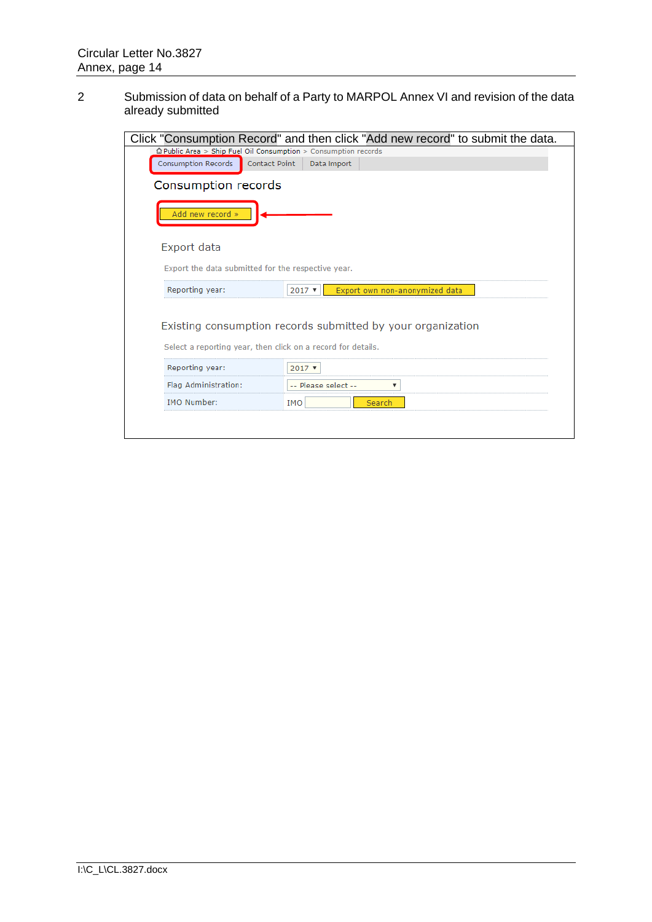2 Submission of data on behalf of a Party to MARPOL Annex VI and revision of the data already submitted

Click "Consumption Record" and then click "Add new record" to submit the data.

Public Area > Ship Fuel Oil Consumption > Consumption records

Consumption Records | Contact Point | Data Import

Consumption records

Add new record »

Export data

Export the data submitted for the respective year.

| Reporting year: | 2017 ▼ Export own non-anonymized data |
|---|---|

Existing consumption records submitted by your organization

Select a reporting year, then click on a record for details.

| Reporting year: | 2017 ▼ |
|---|---|
| Flag Administration: | -- Please select -- ▼ |
| IMO Number: | IMO Search |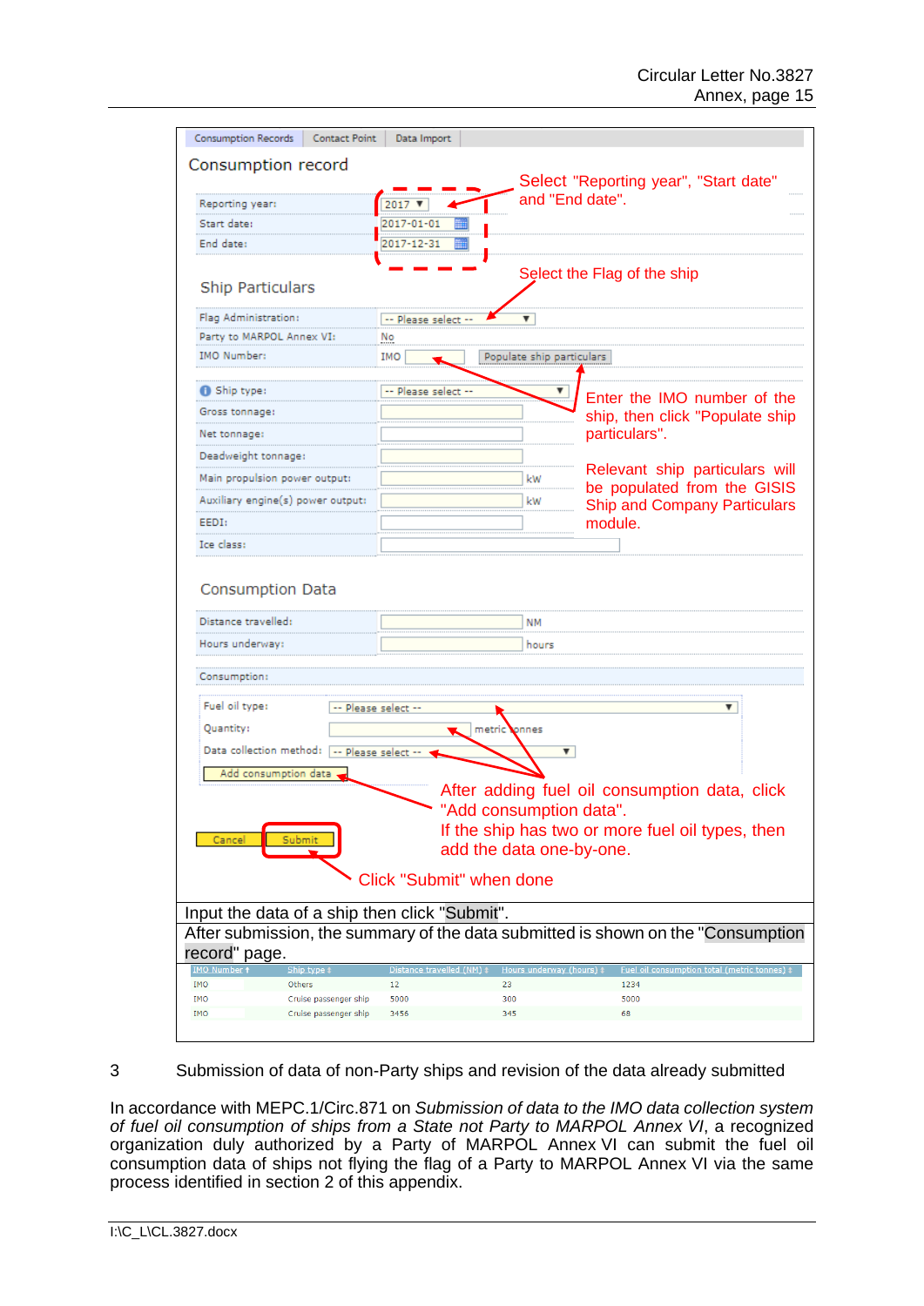| Consumption Records | Contact Point | Data Import |
|---|---|---|

Consumption record

Reporting year: 2017
Start date: 2017-01-01
End date: 2017-12-31

Select "Reporting year", "Start date" and "End date".

Ship Particulars

Flag Administration: -- Please select --
Party to MARPOL Annex VI: No
IMO Number: IMO [ ] Populate ship particulars

Select the Flag of the ship

Ship type: -- Please select --
Gross tonnage:
Net tonnage:
Deadweight tonnage:
Main propulsion power output: kW
Auxiliary engine(s) power output: kW
EEDI:
Ice class:

Enter the IMO number of the ship, then click "Populate ship particulars".

Relevant ship particulars will be populated from the GISIS Ship and Company Particulars module.

Consumption Data

Distance travelled: NM
Hours underway: hours

Consumption:

Fuel oil type: -- Please select --
Quantity: metric tonnes
Data collection method: -- Please select --
Add consumption data

After adding fuel oil consumption data, click "Add consumption data".
If the ship has two or more fuel oil types, then add the data one-by-one.

Cancel | Submit

Click "Submit" when done

Input the data of a ship then click "Submit".

After submission, the summary of the data submitted is shown on the "Consumption record" page.

| IMO Number | Ship type | Distance travelled (NM) | Hours underway (hours) | Fuel oil consumption total (metric tonnes) |
|---|---|---|---|---|
| IMO | Others | 12 | 23 | 1234 |
| IMO | Cruise passenger ship | 5000 | 300 | 5000 |
| IMO | Cruise passenger ship | 3456 | 345 | 68 |

## 3 Submission of data of non-Party ships and revision of the data already submitted

In accordance with MEPC.1/Circ.871 on *Submission of data to the IMO data collection system of fuel oil consumption of ships from a State not Party to MARPOL Annex VI*, a recognized organization duly authorized by a Party of MARPOL Annex VI can submit the fuel oil consumption data of ships not flying the flag of a Party to MARPOL Annex VI via the same process identified in section 2 of this appendix.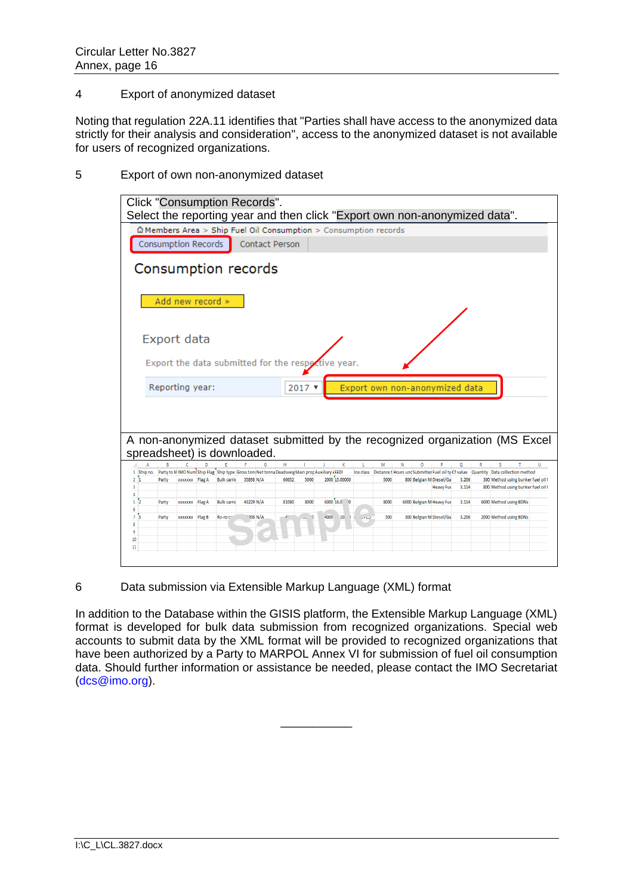## 4 Export of anonymized dataset

Noting that regulation 22A.11 identifies that "Parties shall have access to the anonymized data strictly for their analysis and consideration", access to the anonymized dataset is not available for users of recognized organizations.

## 5 Export of own non-anonymized dataset

| |
|---|
| Click "Consumption Records".<br>Select the reporting year and then click "Export own non-anonymized data". |
| A non-anonymized dataset submitted by the recognized organization (MS Excel spreadsheet) is downloaded. |

## 6 Data submission via Extensible Markup Language (XML) format

In addition to the Database within the GISIS platform, the Extensible Markup Language (XML) format is developed for bulk data submission from recognized organizations. Special web accounts to submit data by the XML format will be provided to recognized organizations that have been authorized by a Party to MARPOL Annex VI for submission of fuel oil consumption data. Should further information or assistance be needed, please contact the IMO Secretariat (dcs@imo.org).

___________